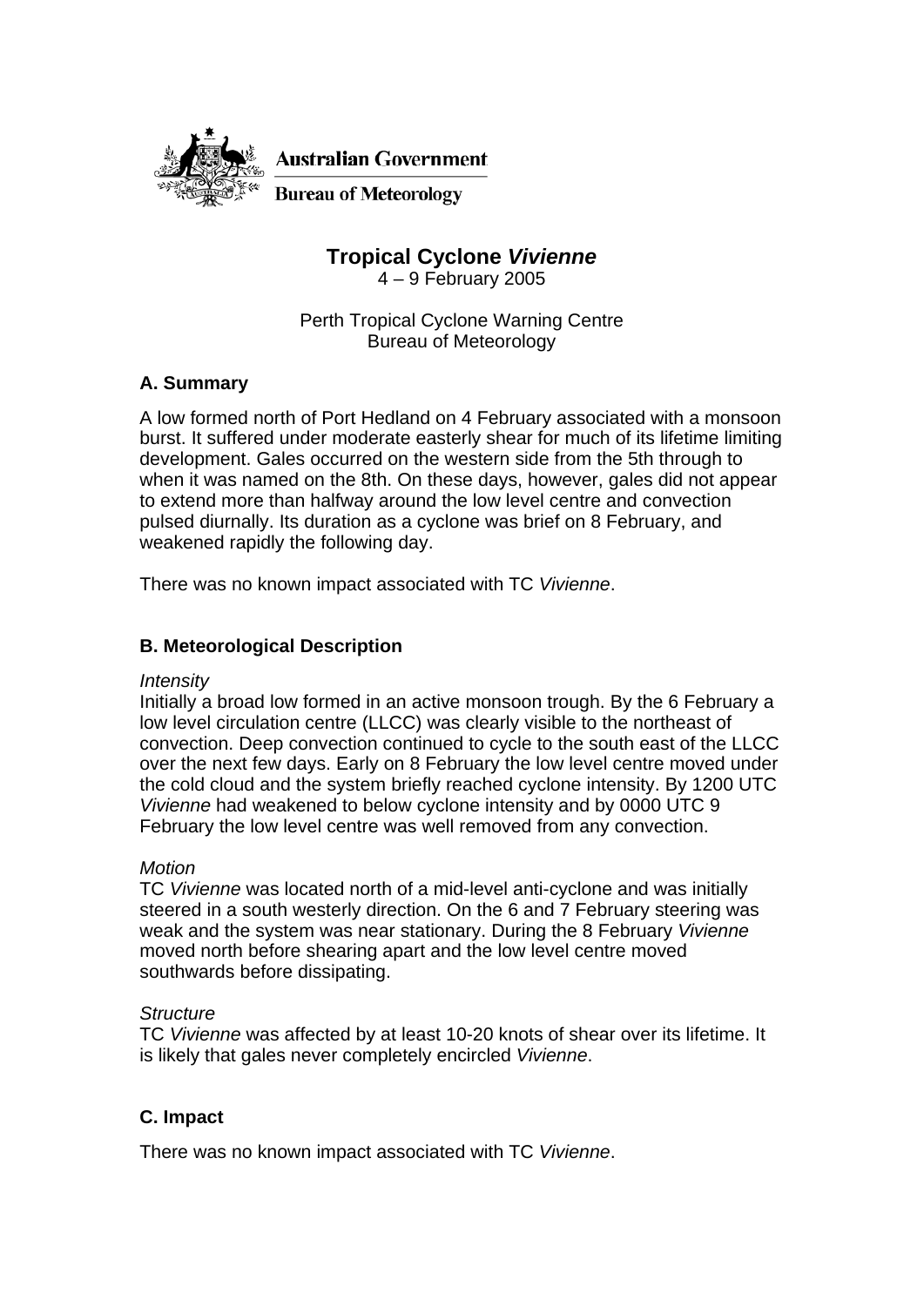Australian Government

Bureau of Meteorology

# Tropical Cyclone *Vivienne*

4 – 9 February 2005

Perth Tropical Cyclone Warning Centre
Bureau of Meteorology

## A. Summary

A low formed north of Port Hedland on 4 February associated with a monsoon burst. It suffered under moderate easterly shear for much of its lifetime limiting development. Gales occurred on the western side from the 5th through to when it was named on the 8th. On these days, however, gales did not appear to extend more than halfway around the low level centre and convection pulsed diurnally. Its duration as a cyclone was brief on 8 February, and weakened rapidly the following day.

There was no known impact associated with TC *Vivienne*.

## B. Meteorological Description

*Intensity*

Initially a broad low formed in an active monsoon trough. By the 6 February a low level circulation centre (LLCC) was clearly visible to the northeast of convection. Deep convection continued to cycle to the south east of the LLCC over the next few days. Early on 8 February the low level centre moved under the cold cloud and the system briefly reached cyclone intensity. By 1200 UTC *Vivienne* had weakened to below cyclone intensity and by 0000 UTC 9 February the low level centre was well removed from any convection.

*Motion*

TC *Vivienne* was located north of a mid-level anti-cyclone and was initially steered in a south westerly direction. On the 6 and 7 February steering was weak and the system was near stationary. During the 8 February *Vivienne* moved north before shearing apart and the low level centre moved southwards before dissipating.

*Structure*

TC *Vivienne* was affected by at least 10-20 knots of shear over its lifetime. It is likely that gales never completely encircled *Vivienne*.

## C. Impact

There was no known impact associated with TC *Vivienne*.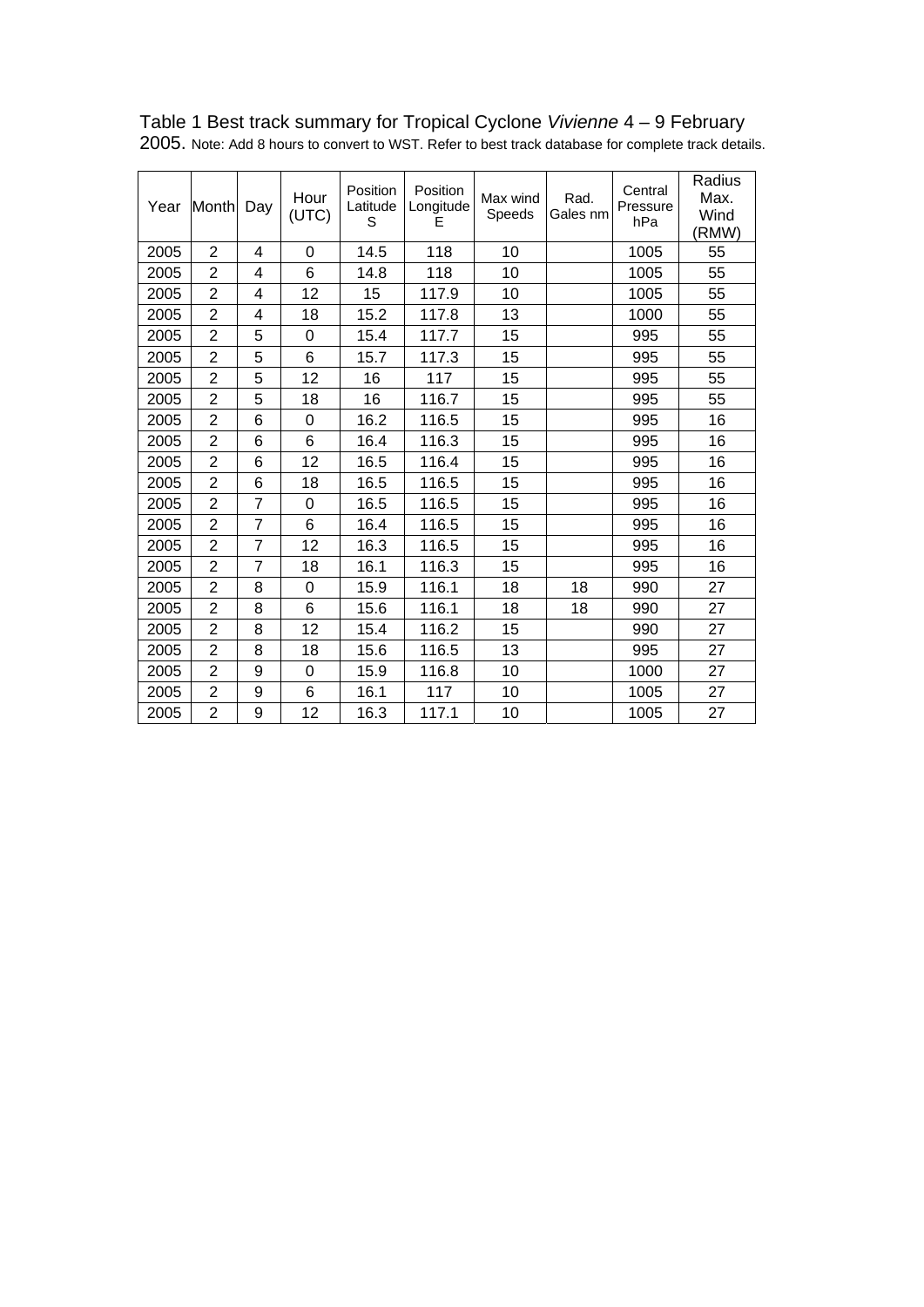Table 1 Best track summary for Tropical Cyclone *Vivienne* 4 – 9 February 2005. Note: Add 8 hours to convert to WST. Refer to best track database for complete track details.

| Year | Month | Day | Hour (UTC) | Position Latitude S | Position Longitude E | Max wind Speeds | Rad. Gales nm | Central Pressure hPa | Radius Max. Wind (RMW) |
|---|---|---|---|---|---|---|---|---|---|
| 2005 | 2 | 4 | 0 | 14.5 | 118 | 10 | | 1005 | 55 |
| 2005 | 2 | 4 | 6 | 14.8 | 118 | 10 | | 1005 | 55 |
| 2005 | 2 | 4 | 12 | 15 | 117.9 | 10 | | 1005 | 55 |
| 2005 | 2 | 4 | 18 | 15.2 | 117.8 | 13 | | 1000 | 55 |
| 2005 | 2 | 5 | 0 | 15.4 | 117.7 | 15 | | 995 | 55 |
| 2005 | 2 | 5 | 6 | 15.7 | 117.3 | 15 | | 995 | 55 |
| 2005 | 2 | 5 | 12 | 16 | 117 | 15 | | 995 | 55 |
| 2005 | 2 | 5 | 18 | 16 | 116.7 | 15 | | 995 | 55 |
| 2005 | 2 | 6 | 0 | 16.2 | 116.5 | 15 | | 995 | 16 |
| 2005 | 2 | 6 | 6 | 16.4 | 116.3 | 15 | | 995 | 16 |
| 2005 | 2 | 6 | 12 | 16.5 | 116.4 | 15 | | 995 | 16 |
| 2005 | 2 | 6 | 18 | 16.5 | 116.5 | 15 | | 995 | 16 |
| 2005 | 2 | 7 | 0 | 16.5 | 116.5 | 15 | | 995 | 16 |
| 2005 | 2 | 7 | 6 | 16.4 | 116.5 | 15 | | 995 | 16 |
| 2005 | 2 | 7 | 12 | 16.3 | 116.5 | 15 | | 995 | 16 |
| 2005 | 2 | 7 | 18 | 16.1 | 116.3 | 15 | | 995 | 16 |
| 2005 | 2 | 8 | 0 | 15.9 | 116.1 | 18 | 18 | 990 | 27 |
| 2005 | 2 | 8 | 6 | 15.6 | 116.1 | 18 | 18 | 990 | 27 |
| 2005 | 2 | 8 | 12 | 15.4 | 116.2 | 15 | | 990 | 27 |
| 2005 | 2 | 8 | 18 | 15.6 | 116.5 | 13 | | 995 | 27 |
| 2005 | 2 | 9 | 0 | 15.9 | 116.8 | 10 | | 1000 | 27 |
| 2005 | 2 | 9 | 6 | 16.1 | 117 | 10 | | 1005 | 27 |
| 2005 | 2 | 9 | 12 | 16.3 | 117.1 | 10 | | 1005 | 27 |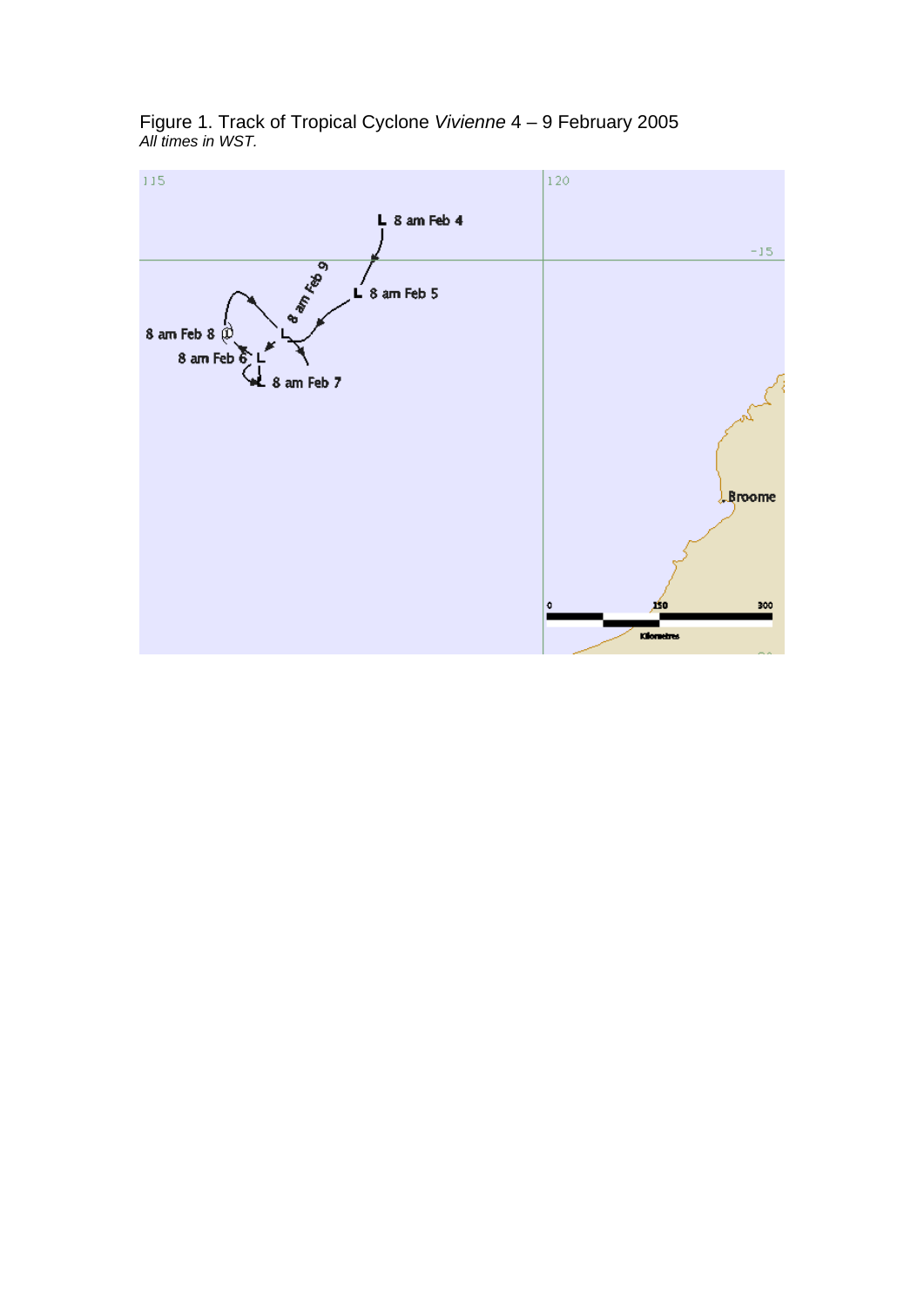Figure 1. Track of Tropical Cyclone *Vivienne* 4 – 9 February 2005
*All times in WST.*

115

120

-15

8 am Feb 4

8 am Feb 5

8 am Feb 9

8 am Feb 8

8 am Feb 6

8 am Feb 7

Broome

0

150

300

Kilometres